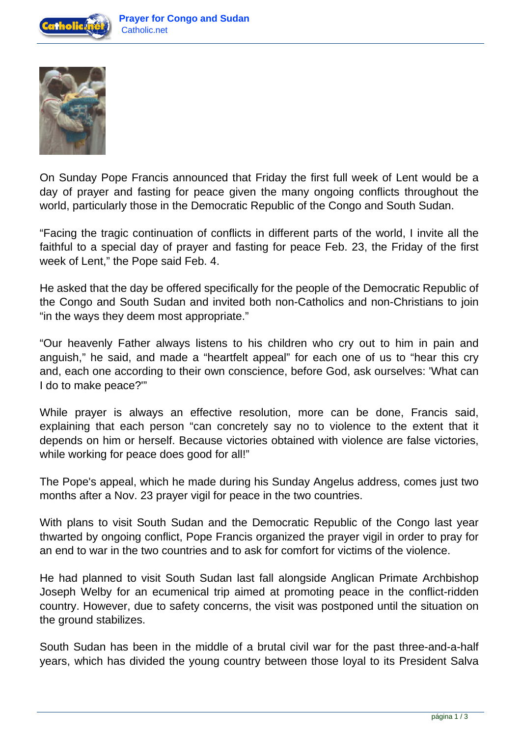On Sunday Pope Francis announced that Friday the first full week of Lent would be a day of prayer and fasting for peace given the many ongoing conflicts throughout the world, particularly those in the Democratic Republic of the Congo and South Sudan.

“Facing the tragic continuation of conflicts in different parts of the world, I invite all the faithful to a special day of prayer and fasting for peace Feb. 23, the Friday of the first week of Lent,” the Pope said Feb. 4.

He asked that the day be offered specifically for the people of the Democratic Republic of the Congo and South Sudan and invited both non-Catholics and non-Christians to join “in the ways they deem most appropriate.”

“Our heavenly Father always listens to his children who cry out to him in pain and anguish,” he said, and made a “heartfelt appeal” for each one of us to “hear this cry and, each one according to their own conscience, before God, ask ourselves: 'What can I do to make peace?'”

While prayer is always an effective resolution, more can be done, Francis said, explaining that each person “can concretely say no to violence to the extent that it depends on him or herself. Because victories obtained with violence are false victories, while working for peace does good for all!”

The Pope's appeal, which he made during his Sunday Angelus address, comes just two months after a Nov. 23 prayer vigil for peace in the two countries.

With plans to visit South Sudan and the Democratic Republic of the Congo last year thwarted by ongoing conflict, Pope Francis organized the prayer vigil in order to pray for an end to war in the two countries and to ask for comfort for victims of the violence.

He had planned to visit South Sudan last fall alongside Anglican Primate Archbishop Joseph Welby for an ecumenical trip aimed at promoting peace in the conflict-ridden country. However, due to safety concerns, the visit was postponed until the situation on the ground stabilizes.

South Sudan has been in the middle of a brutal civil war for the past three-and-a-half years, which has divided the young country between those loyal to its President Salva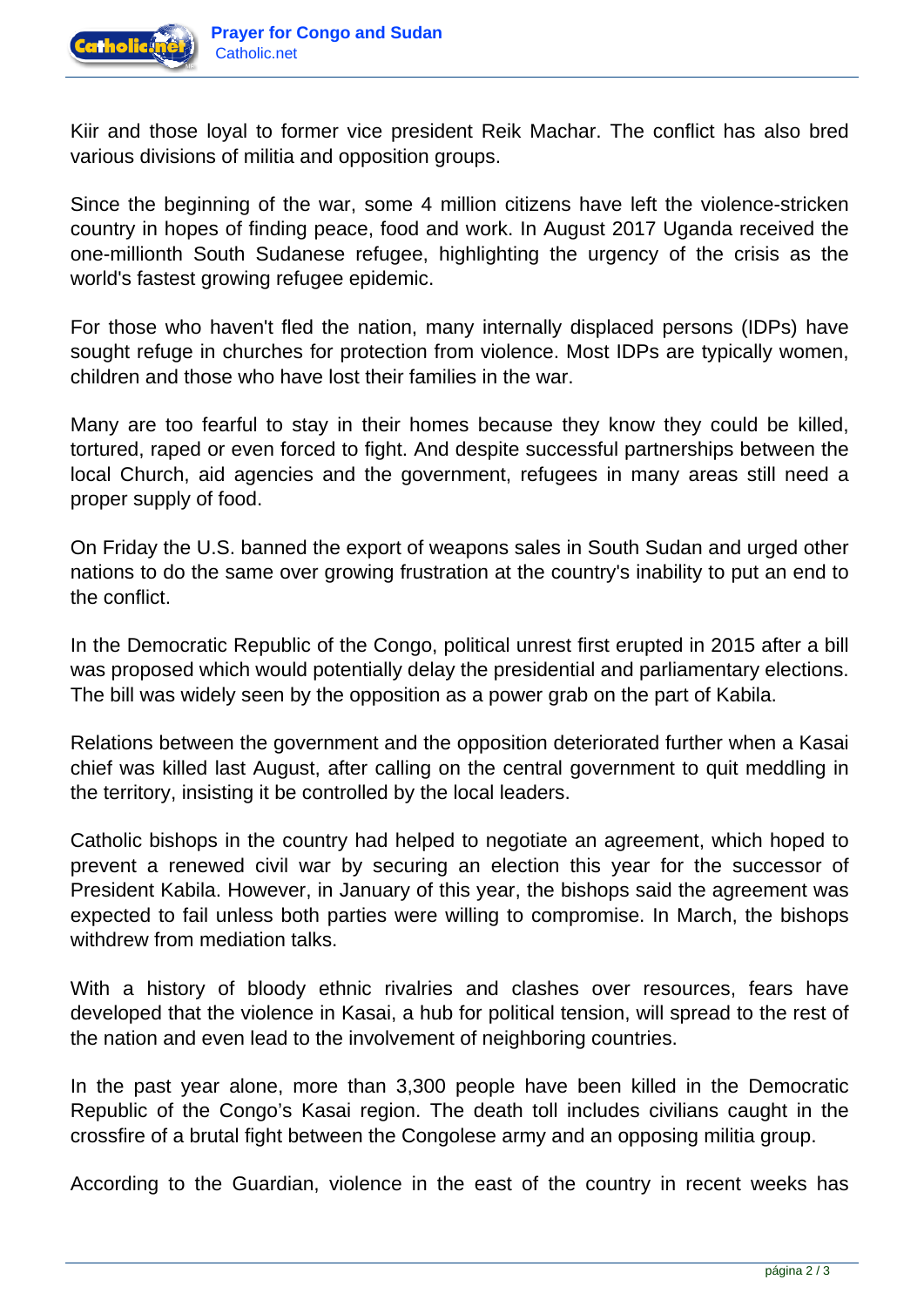Kiir and those loyal to former vice president Reik Machar. The conflict has also bred various divisions of militia and opposition groups.

Since the beginning of the war, some 4 million citizens have left the violence-stricken country in hopes of finding peace, food and work. In August 2017 Uganda received the one-millionth South Sudanese refugee, highlighting the urgency of the crisis as the world's fastest growing refugee epidemic.

For those who haven't fled the nation, many internally displaced persons (IDPs) have sought refuge in churches for protection from violence. Most IDPs are typically women, children and those who have lost their families in the war.

Many are too fearful to stay in their homes because they know they could be killed, tortured, raped or even forced to fight. And despite successful partnerships between the local Church, aid agencies and the government, refugees in many areas still need a proper supply of food.

On Friday the U.S. banned the export of weapons sales in South Sudan and urged other nations to do the same over growing frustration at the country's inability to put an end to the conflict.

In the Democratic Republic of the Congo, political unrest first erupted in 2015 after a bill was proposed which would potentially delay the presidential and parliamentary elections. The bill was widely seen by the opposition as a power grab on the part of Kabila.

Relations between the government and the opposition deteriorated further when a Kasai chief was killed last August, after calling on the central government to quit meddling in the territory, insisting it be controlled by the local leaders.

Catholic bishops in the country had helped to negotiate an agreement, which hoped to prevent a renewed civil war by securing an election this year for the successor of President Kabila. However, in January of this year, the bishops said the agreement was expected to fail unless both parties were willing to compromise. In March, the bishops withdrew from mediation talks.

With a history of bloody ethnic rivalries and clashes over resources, fears have developed that the violence in Kasai, a hub for political tension, will spread to the rest of the nation and even lead to the involvement of neighboring countries.

In the past year alone, more than 3,300 people have been killed in the Democratic Republic of the Congo's Kasai region. The death toll includes civilians caught in the crossfire of a brutal fight between the Congolese army and an opposing militia group.

According to the Guardian, violence in the east of the country in recent weeks has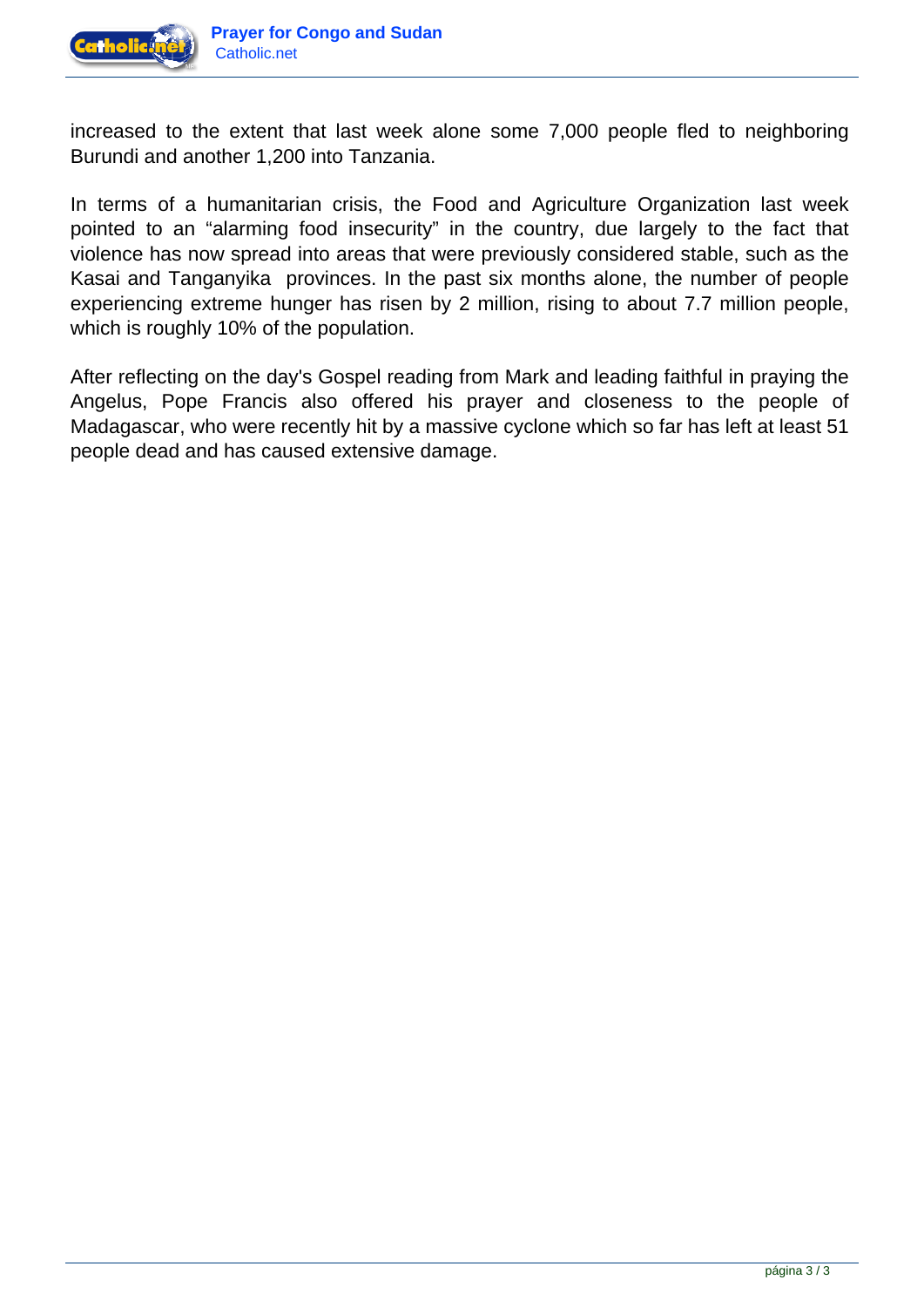increased to the extent that last week alone some 7,000 people fled to neighboring Burundi and another 1,200 into Tanzania.

In terms of a humanitarian crisis, the Food and Agriculture Organization last week pointed to an "alarming food insecurity" in the country, due largely to the fact that violence has now spread into areas that were previously considered stable, such as the Kasai and Tanganyika provinces. In the past six months alone, the number of people experiencing extreme hunger has risen by 2 million, rising to about 7.7 million people, which is roughly 10% of the population.

After reflecting on the day's Gospel reading from Mark and leading faithful in praying the Angelus, Pope Francis also offered his prayer and closeness to the people of Madagascar, who were recently hit by a massive cyclone which so far has left at least 51 people dead and has caused extensive damage.